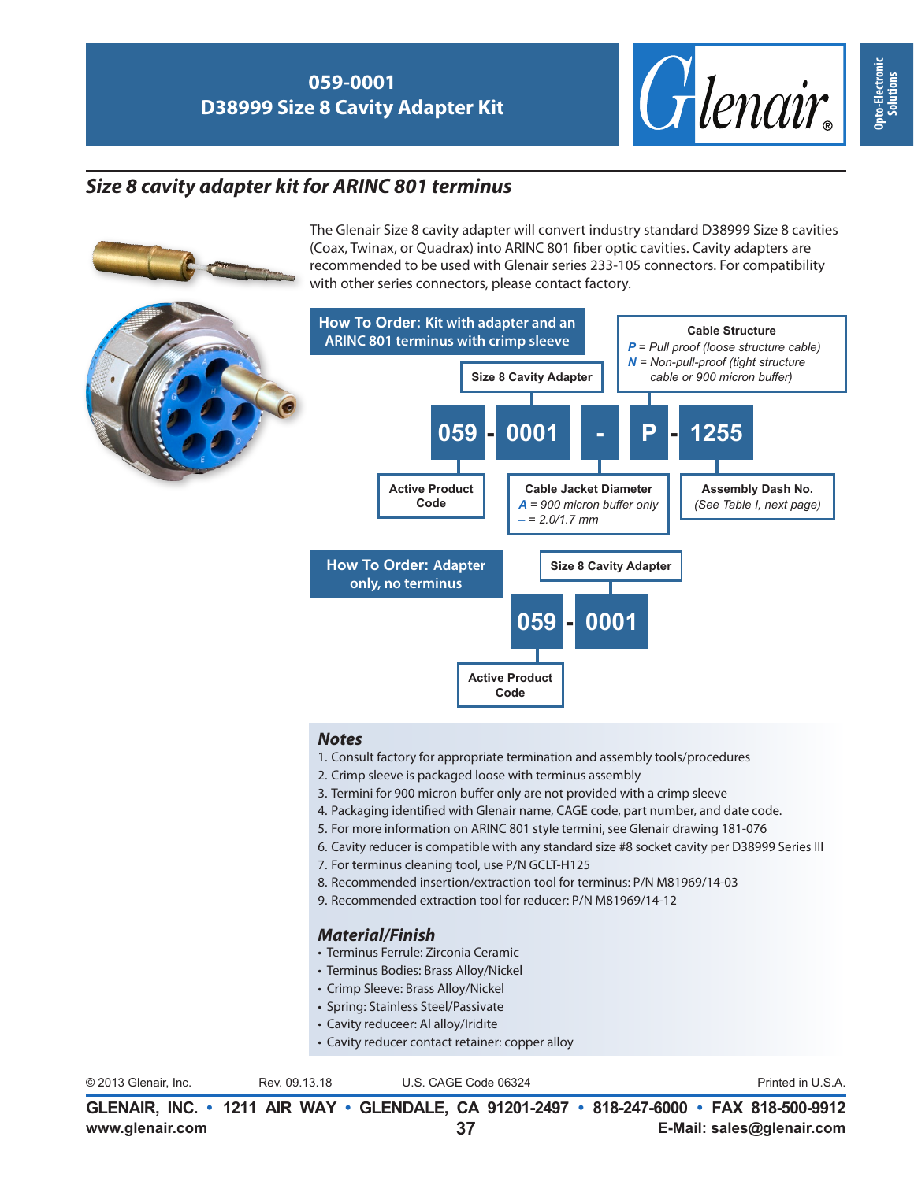# 059-0001
# D38999 Size 8 Cavity Adapter Kit

## *Size 8 cavity adapter kit for ARINC 801 terminus*

The Glenair Size 8 cavity adapter will convert industry standard D38999 Size 8 cavities (Coax, Twinax, or Quadrax) into ARINC 801 fiber optic cavities. Cavity adapters are recommended to be used with Glenair series 233-105 connectors. For compatibility with other series connectors, please contact factory.

### How To Order: Kit with adapter and an ARINC 801 terminus with crimp sleeve

**059 - 0001 - - P - 1255**

- **059** – Active Product Code
- **0001** – Size 8 Cavity Adapter
- **-** – Cable Jacket Diameter
  - *A* = 900 micron buffer only
  - *–* = 2.0/1.7 mm
- **P** – Cable Structure
  - *P* = Pull proof (loose structure cable)
  - *N* = Non-pull-proof (tight structure cable or 900 micron buffer)
- **1255** – Assembly Dash No. *(See Table I, next page)*

### How To Order: Adapter only, no terminus

**059 - 0001**

- **059** – Active Product Code
- **0001** – Size 8 Cavity Adapter

### *Notes*

1. Consult factory for appropriate termination and assembly tools/procedures
2. Crimp sleeve is packaged loose with terminus assembly
3. Termini for 900 micron buffer only are not provided with a crimp sleeve
4. Packaging identified with Glenair name, CAGE code, part number, and date code.
5. For more information on ARINC 801 style termini, see Glenair drawing 181-076
6. Cavity reducer is compatible with any standard size #8 socket cavity per D38999 Series III
7. For terminus cleaning tool, use P/N GCLT-H125
8. Recommended insertion/extraction tool for terminus: P/N M81969/14-03
9. Recommended extraction tool for reducer: P/N M81969/14-12

### *Material/Finish*

- Terminus Ferrule: Zirconia Ceramic
- Terminus Bodies: Brass Alloy/Nickel
- Crimp Sleeve: Brass Alloy/Nickel
- Spring: Stainless Steel/Passivate
- Cavity reduceer: Al alloy/Iridite
- Cavity reducer contact retainer: copper alloy

© 2013 Glenair, Inc. Rev. 09.13.18 U.S. CAGE Code 06324 Printed in U.S.A.

**GLENAIR, INC. • 1211 AIR WAY • GLENDALE, CA 91201-2497 • 818-247-6000 • FAX 818-500-9912**
**www.glenair.com** **E-Mail: sales@glenair.com**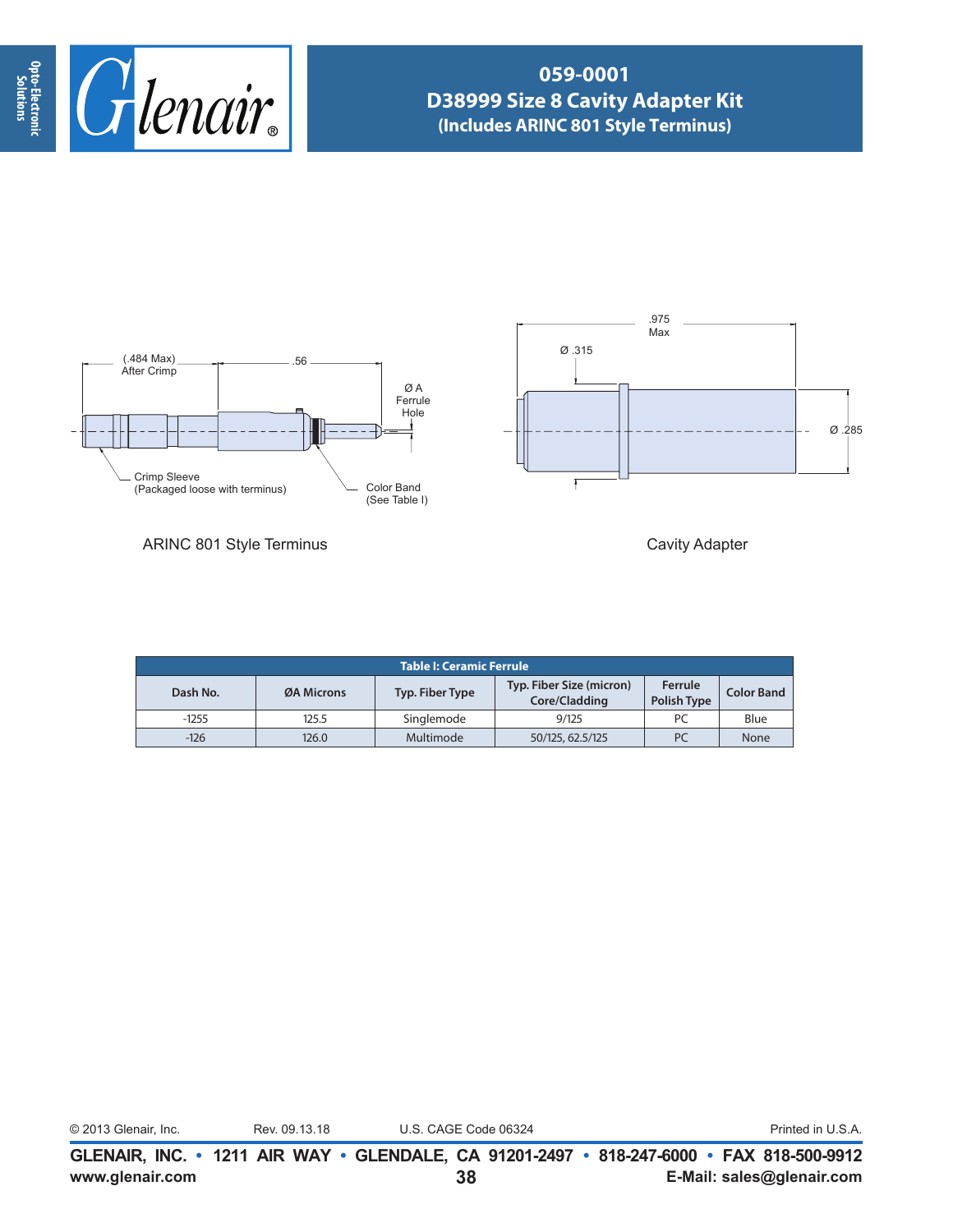# 059-0001
## D38999 Size 8 Cavity Adapter Kit
### (Includes ARINC 801 Style Terminus)

(.484 Max)
After Crimp

.56

Ø A
Ferrule
Hole

Crimp Sleeve
(Packaged loose with terminus)

Color Band
(See Table I)

ARINC 801 Style Terminus

.975
Max

Ø .315

Ø .285

Cavity Adapter

| Table I: Ceramic Ferrule | | | | | |
|---|---|---|---|---|---|
| Dash No. | ØA Microns | Typ. Fiber Type | Typ. Fiber Size (micron) Core/Cladding | Ferrule Polish Type | Color Band |
| -1255 | 125.5 | Singlemode | 9/125 | PC | Blue |
| -126 | 126.0 | Multimode | 50/125, 62.5/125 | PC | None |

© 2013 Glenair, Inc. Rev. 09.13.18 U.S. CAGE Code 06324 Printed in U.S.A.

**GLENAIR, INC. • 1211 AIR WAY • GLENDALE, CA 91201-2497 • 818-247-6000 • FAX 818-500-9912**

**www.glenair.com** **E-Mail: sales@glenair.com**